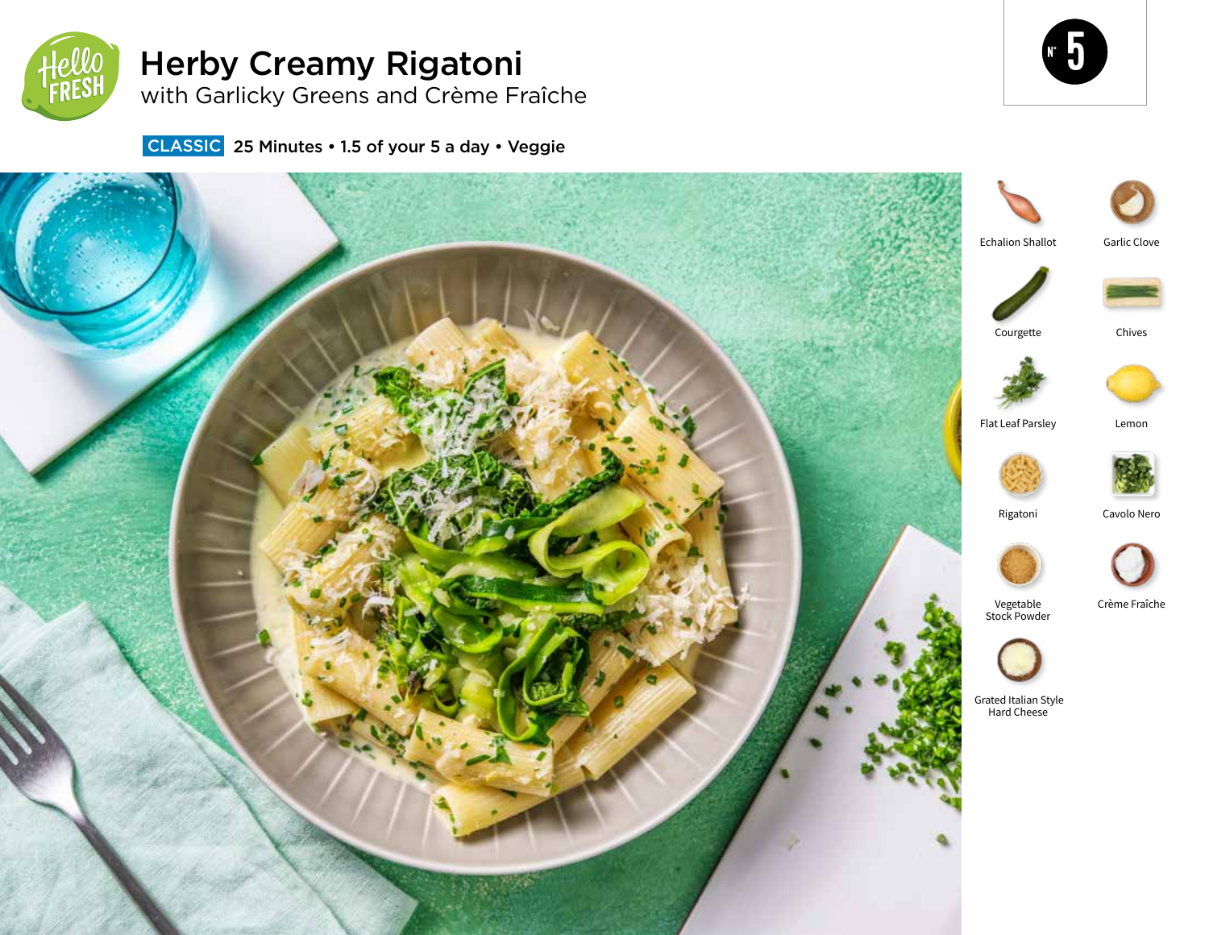# Herby Creamy Rigatoni

with Garlicky Greens and Crème Fraîche

CLASSIC 25 Minutes • 1.5 of your 5 a day • Veggie

Nº 5

- Echalion Shallot
- Garlic Clove
- Courgette
- Chives
- Flat Leaf Parsley
- Lemon
- Rigatoni
- Cavolo Nero
- Vegetable Stock Powder
- Crème Fraîche
- Grated Italian Style Hard Cheese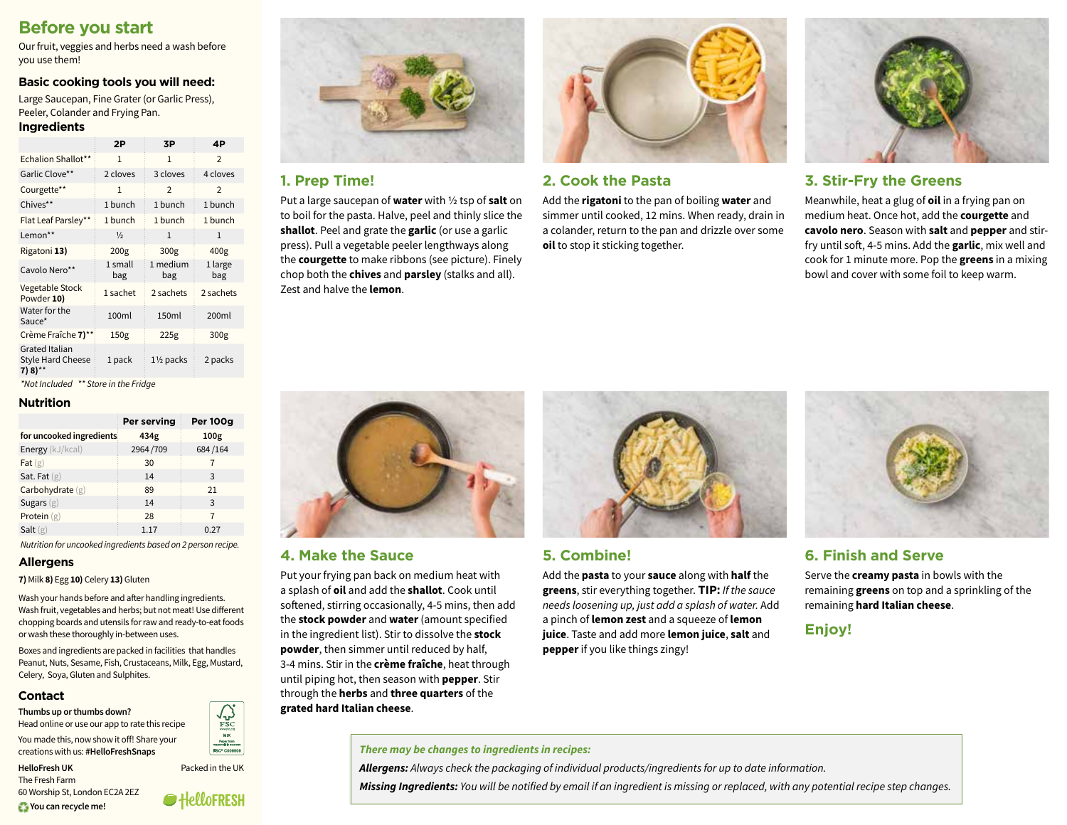## Before you start

Our fruit, veggies and herbs need a wash before you use them!

### Basic cooking tools you will need:

Large Saucepan, Fine Grater (or Garlic Press), Peeler, Colander and Frying Pan.

### Ingredients

| | 2P | 3P | 4P |
|---|---|---|---|
| Echalion Shallot** | 1 | 1 | 2 |
| Garlic Clove** | 2 cloves | 3 cloves | 4 cloves |
| Courgette** | 1 | 2 | 2 |
| Chives** | 1 bunch | 1 bunch | 1 bunch |
| Flat Leaf Parsley** | 1 bunch | 1 bunch | 1 bunch |
| Lemon** | ½ | 1 | 1 |
| Rigatoni **13)** | 200g | 300g | 400g |
| Cavolo Nero** | 1 small bag | 1 medium bag | 1 large bag |
| Vegetable Stock Powder **10)** | 1 sachet | 2 sachets | 2 sachets |
| Water for the Sauce* | 100ml | 150ml | 200ml |
| Crème Fraîche **7)**** | 150g | 225g | 300g |
| Grated Italian Style Hard Cheese **7) 8)**** | 1 pack | 1½ packs | 2 packs |

*\*Not Included \*\* Store in the Fridge*

### Nutrition

| | Per serving | Per 100g |
|---|---|---|
| **for uncooked ingredients** | **434g** | **100g** |
| Energy (kJ/kcal) | 2964 /709 | 684 /164 |
| Fat (g) | 30 | 7 |
| Sat. Fat (g) | 14 | 3 |
| Carbohydrate (g) | 89 | 21 |
| Sugars (g) | 14 | 3 |
| Protein (g) | 28 | 7 |
| Salt (g) | 1.17 | 0.27 |

*Nutrition for uncooked ingredients based on 2 person recipe.*

### Allergens

**7)** Milk **8)** Egg **10)** Celery **13)** Gluten

Wash your hands before and after handling ingredients. Wash fruit, vegetables and herbs; but not meat! Use different chopping boards and utensils for raw and ready-to-eat foods or wash these thoroughly in-between uses.

Boxes and ingredients are packed in facilities that handles Peanut, Nuts, Sesame, Fish, Crustaceans, Milk, Egg, Mustard, Celery, Soya, Gluten and Sulphites.

### Contact

**Thumbs up or thumbs down?**
Head online or use our app to rate this recipe

You made this, now show it off! Share your creations with us: **#HelloFreshSnaps**

**HelloFresh UK**
The Fresh Farm
60 Worship St, London EC2A 2EZ

Packed in the UK

**You can recycle me!**

## 1. Prep Time!

Put a large saucepan of **water** with ½ tsp of **salt** on to boil for the pasta. Halve, peel and thinly slice the **shallot**. Peel and grate the **garlic** (or use a garlic press). Pull a vegetable peeler lengthways along the **courgette** to make ribbons (see picture). Finely chop both the **chives** and **parsley** (stalks and all). Zest and halve the **lemon**.

## 2. Cook the Pasta

Add the **rigatoni** to the pan of boiling **water** and simmer until cooked, 12 mins. When ready, drain in a colander, return to the pan and drizzle over some **oil** to stop it sticking together.

## 3. Stir-Fry the Greens

Meanwhile, heat a glug of **oil** in a frying pan on medium heat. Once hot, add the **courgette** and **cavolo nero**. Season with **salt** and **pepper** and stir-fry until soft, 4-5 mins. Add the **garlic**, mix well and cook for 1 minute more. Pop the **greens** in a mixing bowl and cover with some foil to keep warm.

## 4. Make the Sauce

Put your frying pan back on medium heat with a splash of **oil** and add the **shallot**. Cook until softened, stirring occasionally, 4-5 mins, then add the **stock powder** and **water** (amount specified in the ingredient list). Stir to dissolve the **stock powder**, then simmer until reduced by half, 3-4 mins. Stir in the **crème fraîche**, heat through until piping hot, then season with **pepper**. Stir through the **herbs** and **three quarters** of the **grated hard Italian cheese**.

## 5. Combine!

Add the **pasta** to your **sauce** along with **half** the **greens**, stir everything together. **TIP:** *If the sauce needs loosening up, just add a splash of water.* Add a pinch of **lemon zest** and a squeeze of **lemon juice**. Taste and add more **lemon juice**, **salt** and **pepper** if you like things zingy!

## 6. Finish and Serve

Serve the **creamy pasta** in bowls with the remaining **greens** on top and a sprinkling of the remaining **hard Italian cheese**.

**Enjoy!**

***There may be changes to ingredients in recipes:***

***Allergens:*** *Always check the packaging of individual products/ingredients for up to date information.*

***Missing Ingredients:*** *You will be notified by email if an ingredient is missing or replaced, with any potential recipe step changes.*